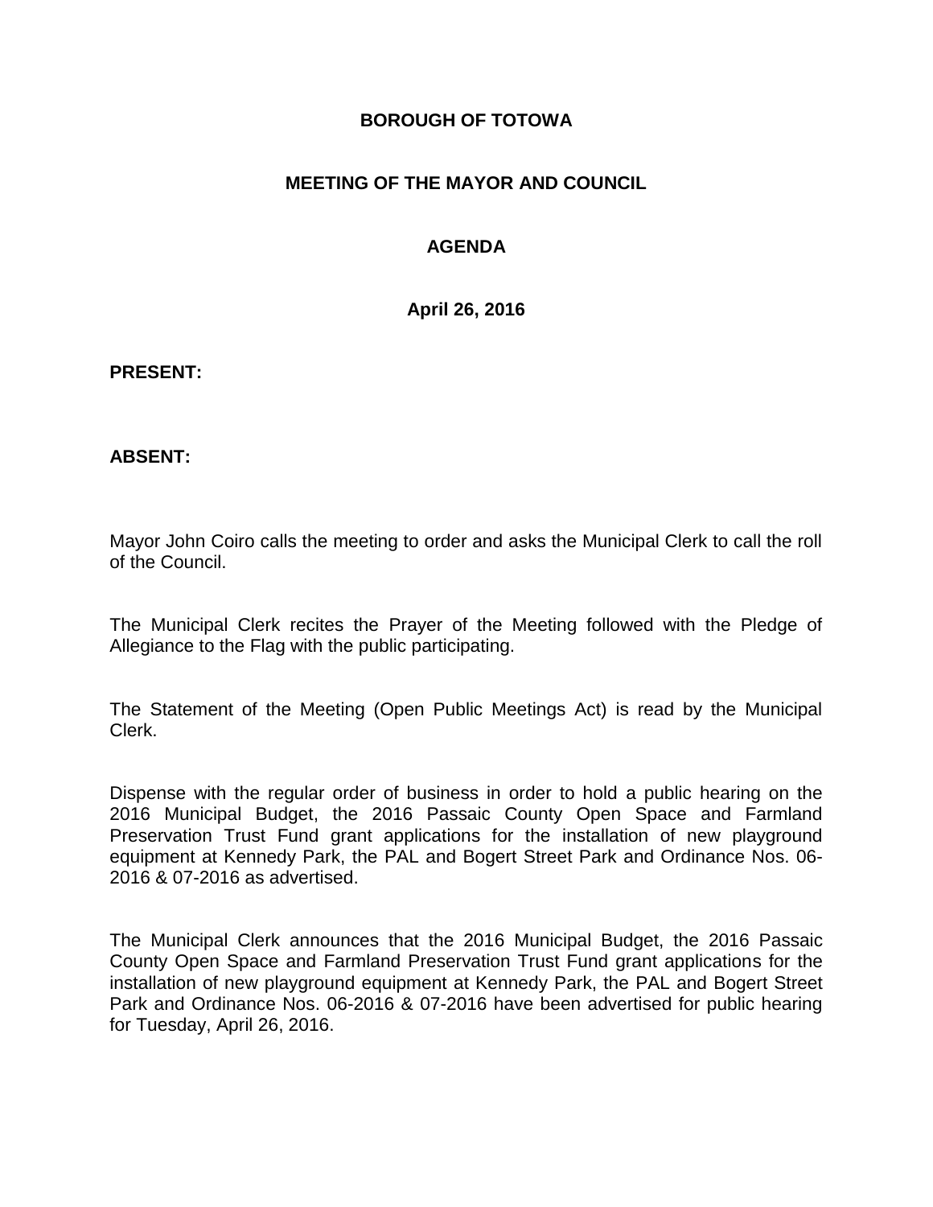# BOROUGH OF TOTOWA

## MEETING OF THE MAYOR AND COUNCIL

## AGENDA

**April 26, 2016**

**PRESENT:**

**ABSENT:**

Mayor John Coiro calls the meeting to order and asks the Municipal Clerk to call the roll of the Council.

The Municipal Clerk recites the Prayer of the Meeting followed with the Pledge of Allegiance to the Flag with the public participating.

The Statement of the Meeting (Open Public Meetings Act) is read by the Municipal Clerk.

Dispense with the regular order of business in order to hold a public hearing on the 2016 Municipal Budget, the 2016 Passaic County Open Space and Farmland Preservation Trust Fund grant applications for the installation of new playground equipment at Kennedy Park, the PAL and Bogert Street Park and Ordinance Nos. 06-2016 & 07-2016 as advertised.

The Municipal Clerk announces that the 2016 Municipal Budget, the 2016 Passaic County Open Space and Farmland Preservation Trust Fund grant applications for the installation of new playground equipment at Kennedy Park, the PAL and Bogert Street Park and Ordinance Nos. 06-2016 & 07-2016 have been advertised for public hearing for Tuesday, April 26, 2016.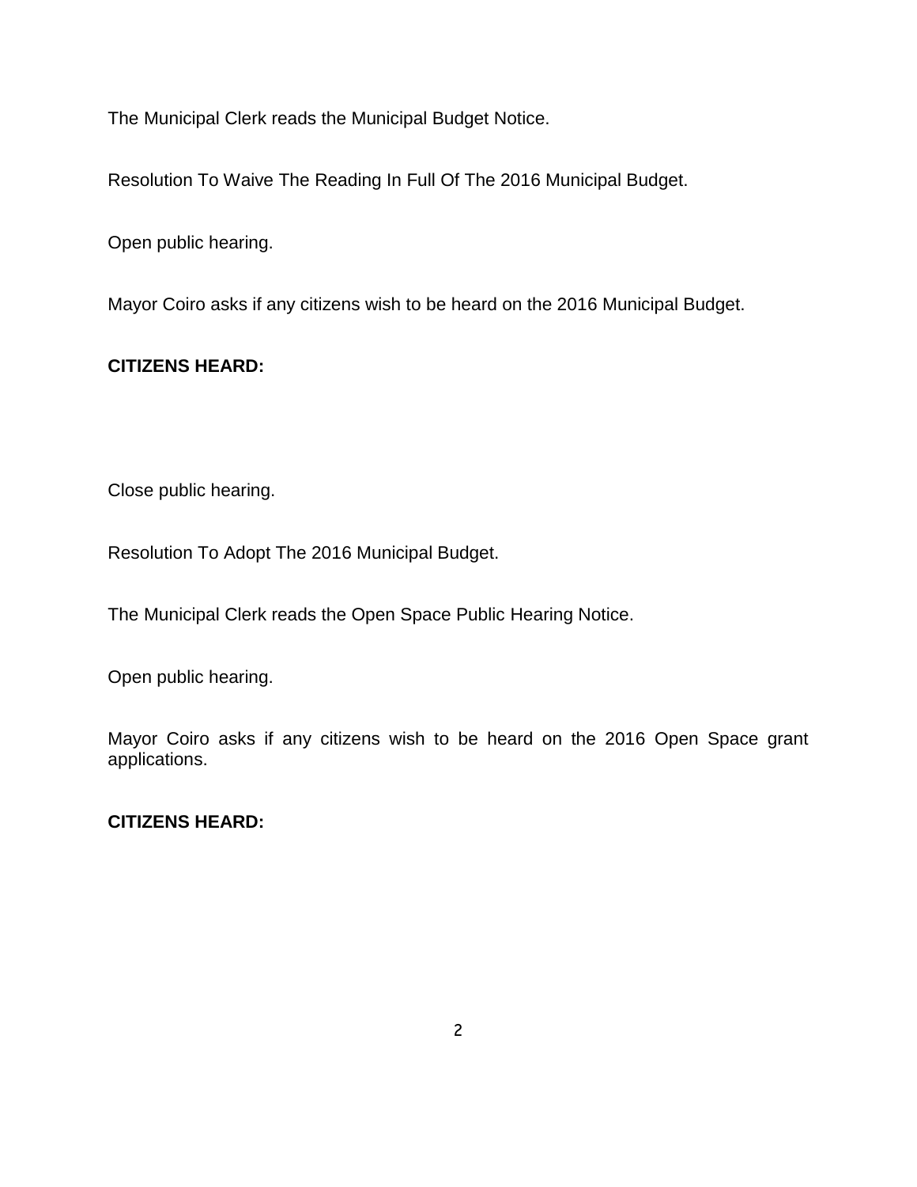The Municipal Clerk reads the Municipal Budget Notice.

Resolution To Waive The Reading In Full Of The 2016 Municipal Budget.

Open public hearing.

Mayor Coiro asks if any citizens wish to be heard on the 2016 Municipal Budget.

**CITIZENS HEARD:**

Close public hearing.

Resolution To Adopt The 2016 Municipal Budget.

The Municipal Clerk reads the Open Space Public Hearing Notice.

Open public hearing.

Mayor Coiro asks if any citizens wish to be heard on the 2016 Open Space grant applications.

**CITIZENS HEARD:**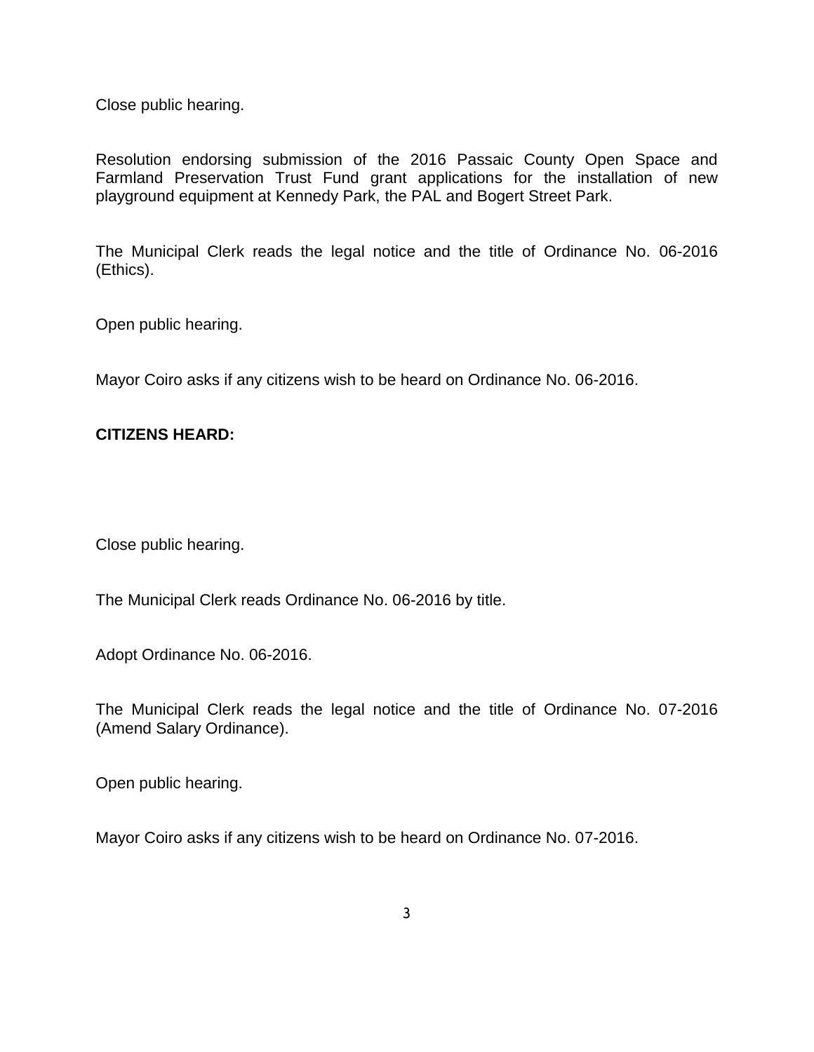Close public hearing.

Resolution endorsing submission of the 2016 Passaic County Open Space and Farmland Preservation Trust Fund grant applications for the installation of new playground equipment at Kennedy Park, the PAL and Bogert Street Park.

The Municipal Clerk reads the legal notice and the title of Ordinance No. 06-2016 (Ethics).

Open public hearing.

Mayor Coiro asks if any citizens wish to be heard on Ordinance No. 06-2016.

**CITIZENS HEARD:**

Close public hearing.

The Municipal Clerk reads Ordinance No. 06-2016 by title.

Adopt Ordinance No. 06-2016.

The Municipal Clerk reads the legal notice and the title of Ordinance No. 07-2016 (Amend Salary Ordinance).

Open public hearing.

Mayor Coiro asks if any citizens wish to be heard on Ordinance No. 07-2016.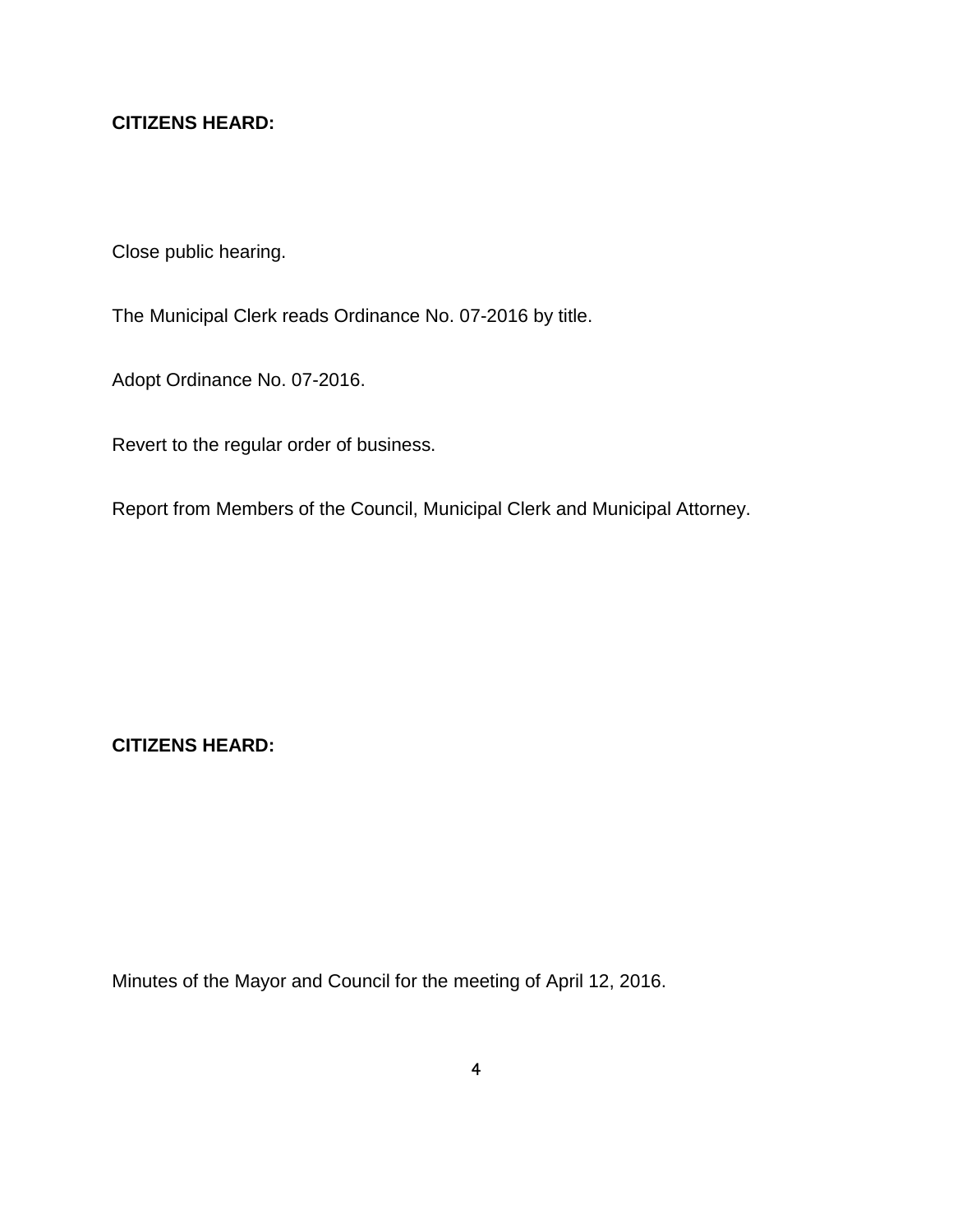**CITIZENS HEARD:**

Close public hearing.

The Municipal Clerk reads Ordinance No. 07-2016 by title.

Adopt Ordinance No. 07-2016.

Revert to the regular order of business.

Report from Members of the Council, Municipal Clerk and Municipal Attorney.

**CITIZENS HEARD:**

Minutes of the Mayor and Council for the meeting of April 12, 2016.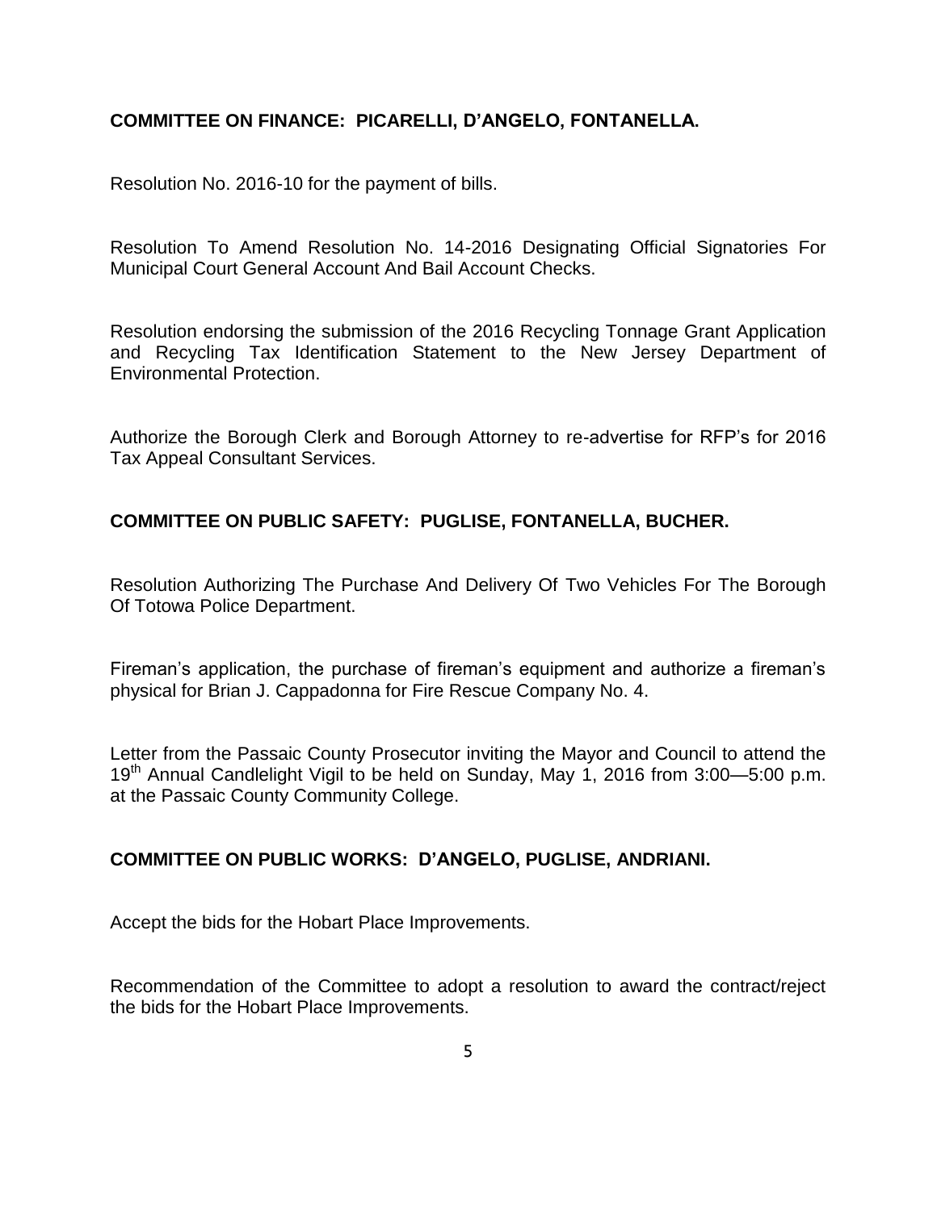**COMMITTEE ON FINANCE: PICARELLI, D'ANGELO, FONTANELLA.**

Resolution No. 2016-10 for the payment of bills.

Resolution To Amend Resolution No. 14-2016 Designating Official Signatories For Municipal Court General Account And Bail Account Checks.

Resolution endorsing the submission of the 2016 Recycling Tonnage Grant Application and Recycling Tax Identification Statement to the New Jersey Department of Environmental Protection.

Authorize the Borough Clerk and Borough Attorney to re-advertise for RFP's for 2016 Tax Appeal Consultant Services.

**COMMITTEE ON PUBLIC SAFETY: PUGLISE, FONTANELLA, BUCHER.**

Resolution Authorizing The Purchase And Delivery Of Two Vehicles For The Borough Of Totowa Police Department.

Fireman's application, the purchase of fireman's equipment and authorize a fireman's physical for Brian J. Cappadonna for Fire Rescue Company No. 4.

Letter from the Passaic County Prosecutor inviting the Mayor and Council to attend the 19th Annual Candlelight Vigil to be held on Sunday, May 1, 2016 from 3:00—5:00 p.m. at the Passaic County Community College.

**COMMITTEE ON PUBLIC WORKS: D'ANGELO, PUGLISE, ANDRIANI.**

Accept the bids for the Hobart Place Improvements.

Recommendation of the Committee to adopt a resolution to award the contract/reject the bids for the Hobart Place Improvements.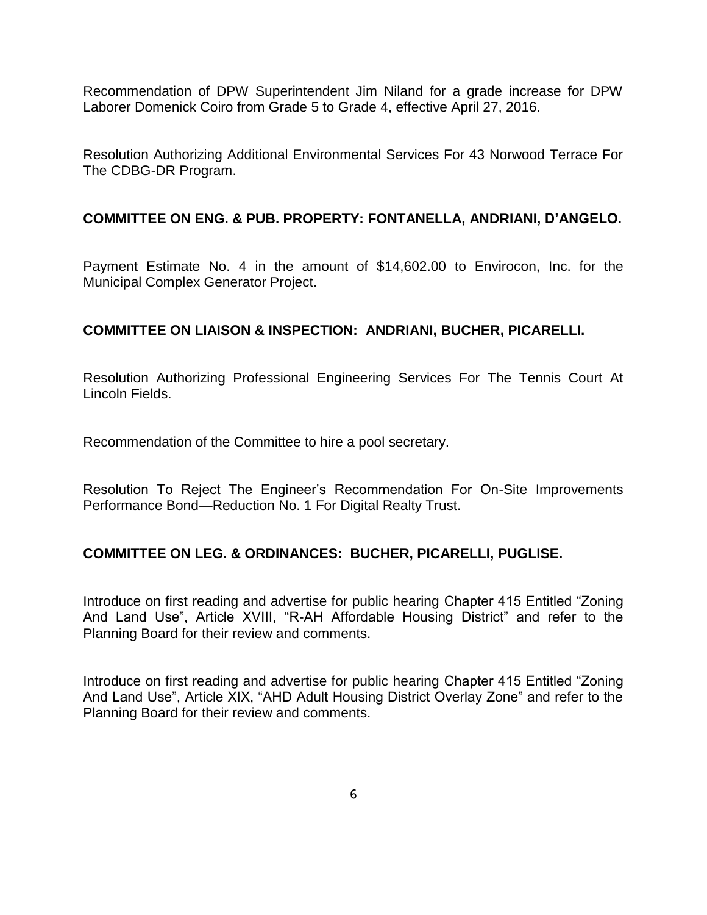Recommendation of DPW Superintendent Jim Niland for a grade increase for DPW Laborer Domenick Coiro from Grade 5 to Grade 4, effective April 27, 2016.

Resolution Authorizing Additional Environmental Services For 43 Norwood Terrace For The CDBG-DR Program.

**COMMITTEE ON ENG. & PUB. PROPERTY: FONTANELLA, ANDRIANI, D'ANGELO.**

Payment Estimate No. 4 in the amount of $14,602.00 to Envirocon, Inc. for the Municipal Complex Generator Project.

**COMMITTEE ON LIAISON & INSPECTION: ANDRIANI, BUCHER, PICARELLI.**

Resolution Authorizing Professional Engineering Services For The Tennis Court At Lincoln Fields.

Recommendation of the Committee to hire a pool secretary.

Resolution To Reject The Engineer's Recommendation For On-Site Improvements Performance Bond—Reduction No. 1 For Digital Realty Trust.

**COMMITTEE ON LEG. & ORDINANCES: BUCHER, PICARELLI, PUGLISE.**

Introduce on first reading and advertise for public hearing Chapter 415 Entitled "Zoning And Land Use", Article XVIII, "R-AH Affordable Housing District" and refer to the Planning Board for their review and comments.

Introduce on first reading and advertise for public hearing Chapter 415 Entitled "Zoning And Land Use", Article XIX, "AHD Adult Housing District Overlay Zone" and refer to the Planning Board for their review and comments.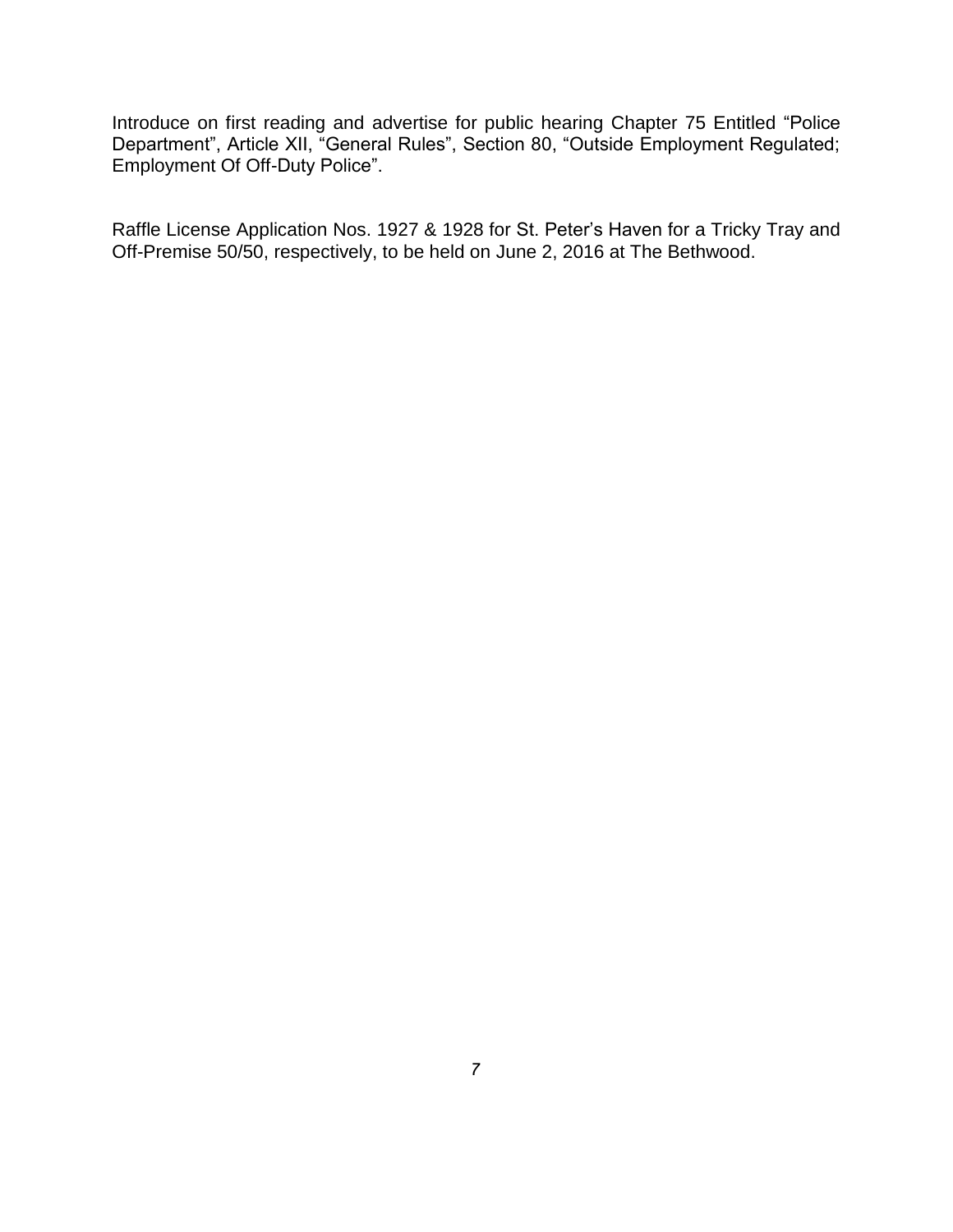Introduce on first reading and advertise for public hearing Chapter 75 Entitled "Police Department", Article XII, "General Rules", Section 80, "Outside Employment Regulated; Employment Of Off-Duty Police".

Raffle License Application Nos. 1927 & 1928 for St. Peter's Haven for a Tricky Tray and Off-Premise 50/50, respectively, to be held on June 2, 2016 at The Bethwood.